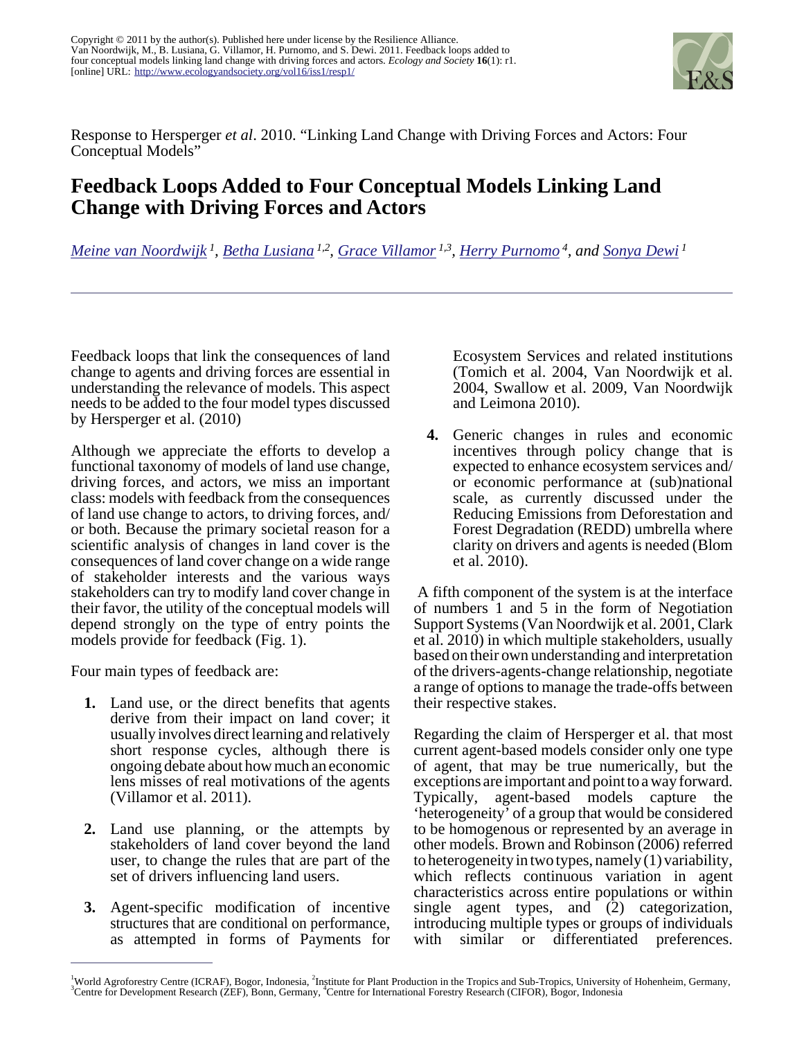Copyright © 2011 by the author(s). Published here under license by the Resilience Alliance.
Van Noordwijk, M., B. Lusiana, G. Villamor, H. Purnomo, and S. Dewi. 2011. Feedback loops added to four conceptual models linking land change with driving forces and actors. *Ecology and Society* **16**(1): r1. [online] URL: http://www.ecologyandsociety.org/vol16/iss1/resp1/

Response to Hersperger *et al*. 2010. "Linking Land Change with Driving Forces and Actors: Four Conceptual Models"

# Feedback Loops Added to Four Conceptual Models Linking Land Change with Driving Forces and Actors

*Meine van Noordwijk [1], Betha Lusiana [1,2], Grace Villamor [1,3], Herry Purnomo [4], and Sonya Dewi [1]*

Feedback loops that link the consequences of land change to agents and driving forces are essential in understanding the relevance of models. This aspect needs to be added to the four model types discussed by Hersperger et al. (2010)

Although we appreciate the efforts to develop a functional taxonomy of models of land use change, driving forces, and actors, we miss an important class: models with feedback from the consequences of land use change to actors, to driving forces, and/or both. Because the primary societal reason for a scientific analysis of changes in land cover is the consequences of land cover change on a wide range of stakeholder interests and the various ways stakeholders can try to modify land cover change in their favor, the utility of the conceptual models will depend strongly on the type of entry points the models provide for feedback (Fig. 1).

Four main types of feedback are:

1. Land use, or the direct benefits that agents derive from their impact on land cover; it usually involves direct learning and relatively short response cycles, although there is ongoing debate about how much an economic lens misses of real motivations of the agents (Villamor et al. 2011).
2. Land use planning, or the attempts by stakeholders of land cover beyond the land user, to change the rules that are part of the set of drivers influencing land users.
3. Agent-specific modification of incentive structures that are conditional on performance, as attempted in forms of Payments for Ecosystem Services and related institutions (Tomich et al. 2004, Van Noordwijk et al. 2004, Swallow et al. 2009, Van Noordwijk and Leimona 2010).
4. Generic changes in rules and economic incentives through policy change that is expected to enhance ecosystem services and/or economic performance at (sub)national scale, as currently discussed under the Reducing Emissions from Deforestation and Forest Degradation (REDD) umbrella where clarity on drivers and agents is needed (Blom et al. 2010).

A fifth component of the system is at the interface of numbers 1 and 5 in the form of Negotiation Support Systems (Van Noordwijk et al. 2001, Clark et al. 2010) in which multiple stakeholders, usually based on their own understanding and interpretation of the drivers-agents-change relationship, negotiate a range of options to manage the trade-offs between their respective stakes.

Regarding the claim of Hersperger et al. that most current agent-based models consider only one type of agent, that may be true numerically, but the exceptions are important and point to a way forward. Typically, agent-based models capture the 'heterogeneity' of a group that would be considered to be homogenous or represented by an average in other models. Brown and Robinson (2006) referred to heterogeneity in two types, namely (1) variability, which reflects continuous variation in agent characteristics across entire populations or within single agent types, and (2) categorization, introducing multiple types or groups of individuals with similar or differentiated preferences.

[1]World Agroforestry Centre (ICRAF), Bogor, Indonesia, [2]Institute for Plant Production in the Tropics and Sub-Tropics, University of Hohenheim, Germany, [3]Centre for Development Research (ZEF), Bonn, Germany, [4]Centre for International Forestry Research (CIFOR), Bogor, Indonesia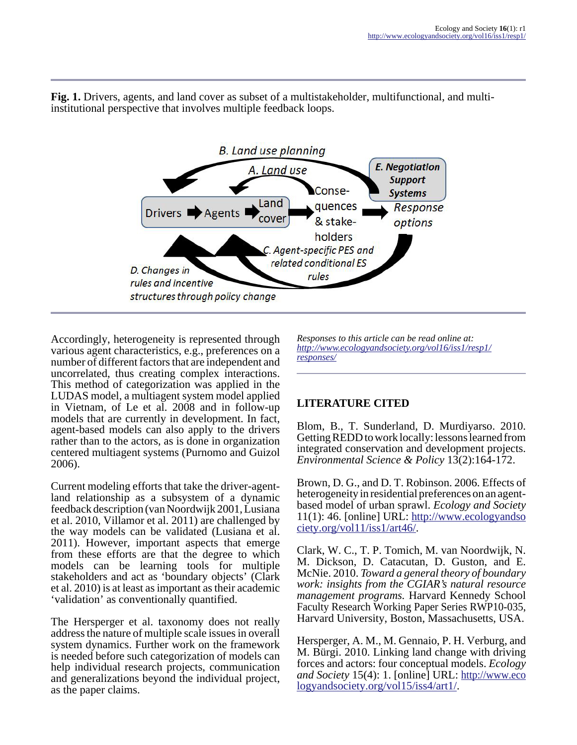**Fig. 1.** Drivers, agents, and land cover as subset of a multistakeholder, multifunctional, and multi-institutional perspective that involves multiple feedback loops.

Accordingly, heterogeneity is represented through various agent characteristics, e.g., preferences on a number of different factors that are independent and uncorrelated, thus creating complex interactions. This method of categorization was applied in the LUDAS model, a multiagent system model applied in Vietnam, of Le et al. 2008 and in follow-up models that are currently in development. In fact, agent-based models can also apply to the drivers rather than to the actors, as is done in organization centered multiagent systems (Purnomo and Guizol 2006).

Current modeling efforts that take the driver-agent-land relationship as a subsystem of a dynamic feedback description (van Noordwijk 2001, Lusiana et al. 2010, Villamor et al. 2011) are challenged by the way models can be validated (Lusiana et al. 2011). However, important aspects that emerge from these efforts are that the degree to which models can be learning tools for multiple stakeholders and act as 'boundary objects' (Clark et al. 2010) is at least as important as their academic 'validation' as conventionally quantified.

The Hersperger et al. taxonomy does not really address the nature of multiple scale issues in overall system dynamics. Further work on the framework is needed before such categorization of models can help individual research projects, communication and generalizations beyond the individual project, as the paper claims.

*Responses to this article can be read online at:* *http://www.ecologyandsociety.org/vol16/iss1/resp1/responses/*

## LITERATURE CITED

Blom, B., T. Sunderland, D. Murdiyarso. 2010. Getting REDD to work locally: lessons learned from integrated conservation and development projects. *Environmental Science & Policy* 13(2):164-172.

Brown, D. G., and D. T. Robinson. 2006. Effects of heterogeneity in residential preferences on an agent-based model of urban sprawl. *Ecology and Society* 11(1): 46. [online] URL: http://www.ecologyandsociety.org/vol11/iss1/art46/.

Clark, W. C., T. P. Tomich, M. van Noordwijk, N. M. Dickson, D. Catacutan, D. Guston, and E. McNie. 2010. *Toward a general theory of boundary work: insights from the CGIAR's natural resource management programs.* Harvard Kennedy School Faculty Research Working Paper Series RWP10-035, Harvard University, Boston, Massachusetts, USA.

Hersperger, A. M., M. Gennaio, P. H. Verburg, and M. Bürgi. 2010. Linking land change with driving forces and actors: four conceptual models. *Ecology and Society* 15(4): 1. [online] URL: http://www.ecologyandsociety.org/vol15/iss4/art1/.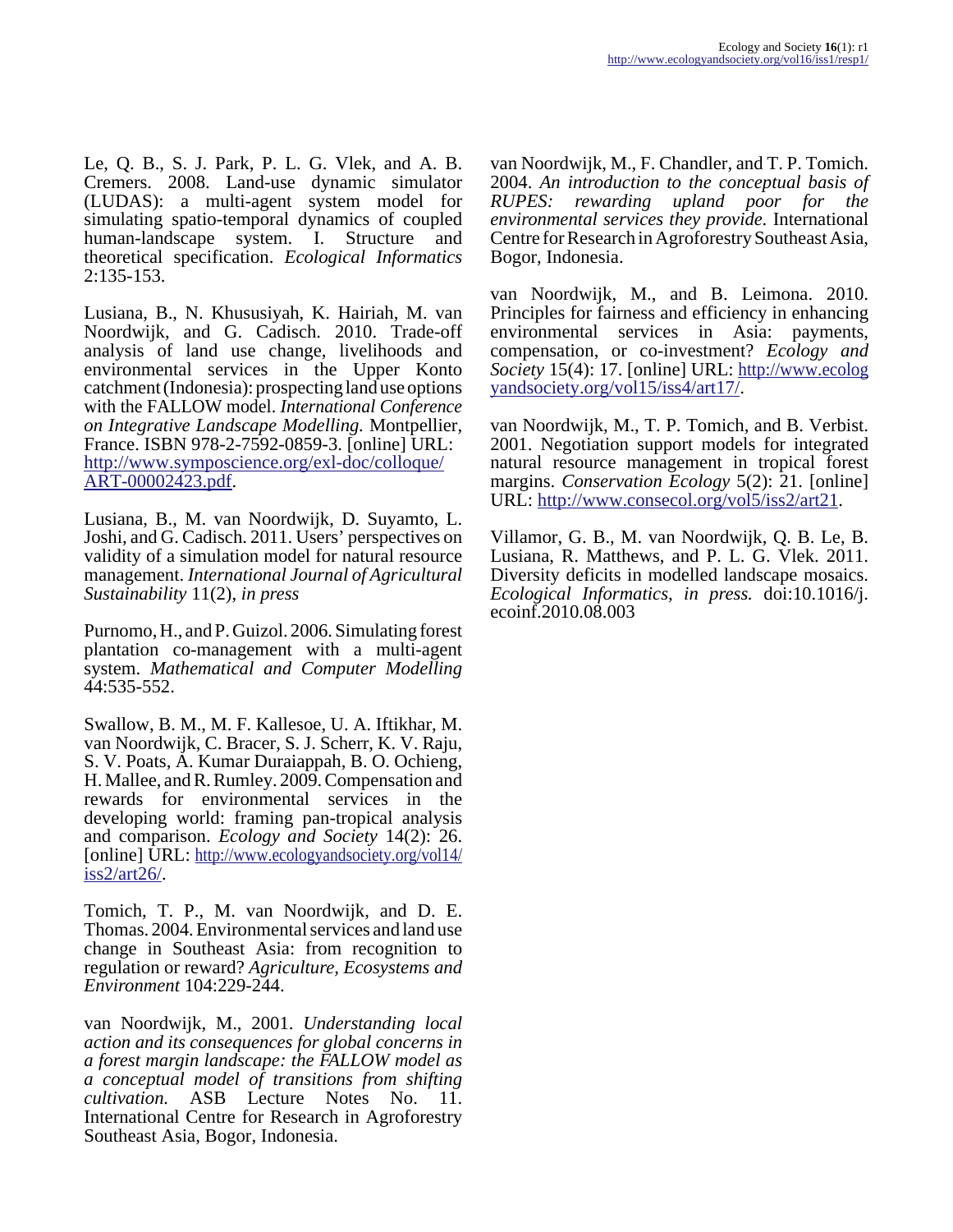Le, Q. B., S. J. Park, P. L. G. Vlek, and A. B. Cremers. 2008. Land-use dynamic simulator (LUDAS): a multi-agent system model for simulating spatio-temporal dynamics of coupled human-landscape system. I. Structure and theoretical specification. *Ecological Informatics* 2:135-153.

Lusiana, B., N. Khususiyah, K. Hairiah, M. van Noordwijk, and G. Cadisch. 2010. Trade-off analysis of land use change, livelihoods and environmental services in the Upper Konto catchment (Indonesia): prospecting land use options with the FALLOW model. *International Conference on Integrative Landscape Modelling.* Montpellier, France. ISBN 978-2-7592-0859-3. [online] URL: http://www.symposcience.org/exl-doc/colloque/ART-00002423.pdf.

Lusiana, B., M. van Noordwijk, D. Suyamto, L. Joshi, and G. Cadisch. 2011. Users' perspectives on validity of a simulation model for natural resource management. *International Journal of Agricultural Sustainability* 11(2), *in press*

Purnomo, H., and P. Guizol. 2006. Simulating forest plantation co-management with a multi-agent system. *Mathematical and Computer Modelling* 44:535-552.

Swallow, B. M., M. F. Kallesoe, U. A. Iftikhar, M. van Noordwijk, C. Bracer, S. J. Scherr, K. V. Raju, S. V. Poats, A. Kumar Duraiappah, B. O. Ochieng, H. Mallee, and R. Rumley. 2009. Compensation and rewards for environmental services in the developing world: framing pan-tropical analysis and comparison. *Ecology and Society* 14(2): 26. [online] URL: http://www.ecologyandsociety.org/vol14/iss2/art26/.

Tomich, T. P., M. van Noordwijk, and D. E. Thomas. 2004. Environmental services and land use change in Southeast Asia: from recognition to regulation or reward? *Agriculture, Ecosystems and Environment* 104:229-244.

van Noordwijk, M., 2001. *Understanding local action and its consequences for global concerns in a forest margin landscape: the FALLOW model as a conceptual model of transitions from shifting cultivation.* ASB Lecture Notes No. 11. International Centre for Research in Agroforestry Southeast Asia, Bogor, Indonesia.

van Noordwijk, M., F. Chandler, and T. P. Tomich. 2004. *An introduction to the conceptual basis of RUPES: rewarding upland poor for the environmental services they provide.* International Centre for Research in Agroforestry Southeast Asia, Bogor, Indonesia.

van Noordwijk, M., and B. Leimona. 2010. Principles for fairness and efficiency in enhancing environmental services in Asia: payments, compensation, or co-investment? *Ecology and Society* 15(4): 17. [online] URL: http://www.ecologyandsociety.org/vol15/iss4/art17/.

van Noordwijk, M., T. P. Tomich, and B. Verbist. 2001. Negotiation support models for integrated natural resource management in tropical forest margins. *Conservation Ecology* 5(2): 21. [online] URL: http://www.consecol.org/vol5/iss2/art21.

Villamor, G. B., M. van Noordwijk, Q. B. Le, B. Lusiana, R. Matthews, and P. L. G. Vlek. 2011. Diversity deficits in modelled landscape mosaics. *Ecological Informatics, in press.* doi:10.1016/j.ecoinf.2010.08.003